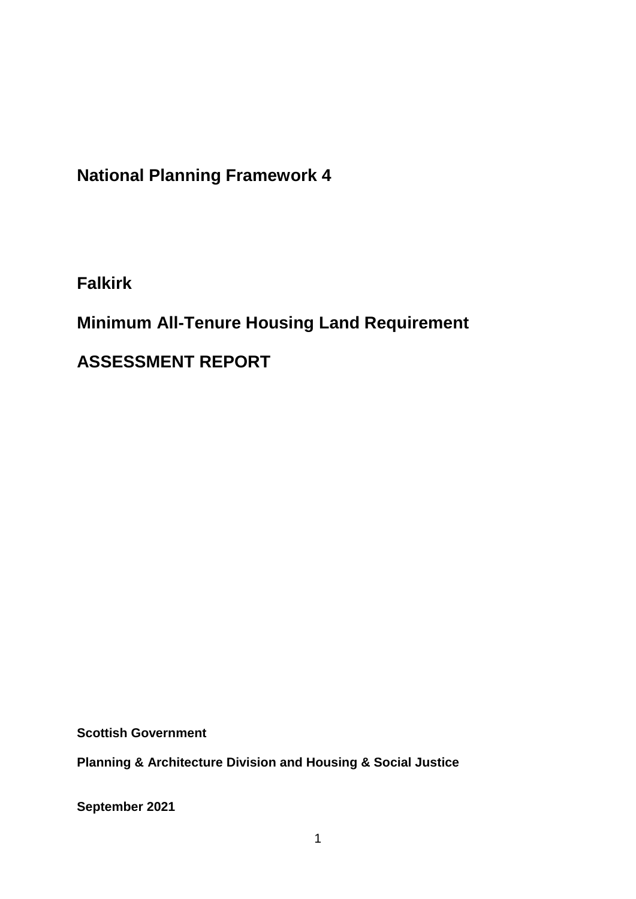# National Planning Framework 4

## Falkirk

## Minimum All-Tenure Housing Land Requirement

## ASSESSMENT REPORT

**Scottish Government**

**Planning & Architecture Division and Housing & Social Justice**

**September 2021**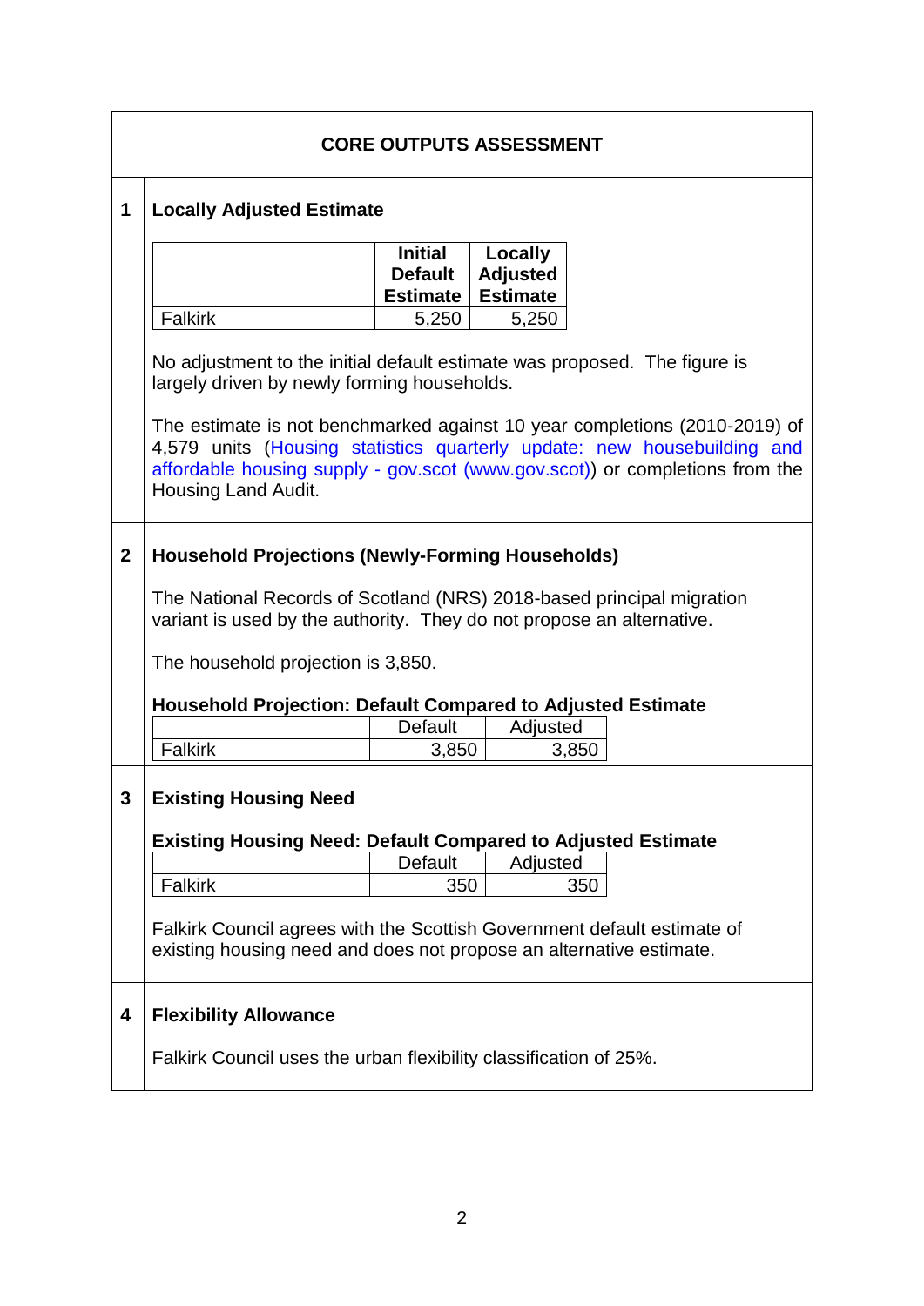# CORE OUTPUTS ASSESSMENT

## 1 Locally Adjusted Estimate

| | Initial Default Estimate | Locally Adjusted Estimate |
|---|---|---|
| Falkirk | 5,250 | 5,250 |

No adjustment to the initial default estimate was proposed. The figure is largely driven by newly forming households.

The estimate is not benchmarked against 10 year completions (2010-2019) of 4,579 units (Housing statistics quarterly update: new housebuilding and affordable housing supply - gov.scot (www.gov.scot)) or completions from the Housing Land Audit.

## 2 Household Projections (Newly-Forming Households)

The National Records of Scotland (NRS) 2018-based principal migration variant is used by the authority. They do not propose an alternative.

The household projection is 3,850.

**Household Projection: Default Compared to Adjusted Estimate**

| | Default | Adjusted |
|---|---|---|
| Falkirk | 3,850 | 3,850 |

## 3 Existing Housing Need

**Existing Housing Need: Default Compared to Adjusted Estimate**

| | Default | Adjusted |
|---|---|---|
| Falkirk | 350 | 350 |

Falkirk Council agrees with the Scottish Government default estimate of existing housing need and does not propose an alternative estimate.

## 4 Flexibility Allowance

Falkirk Council uses the urban flexibility classification of 25%.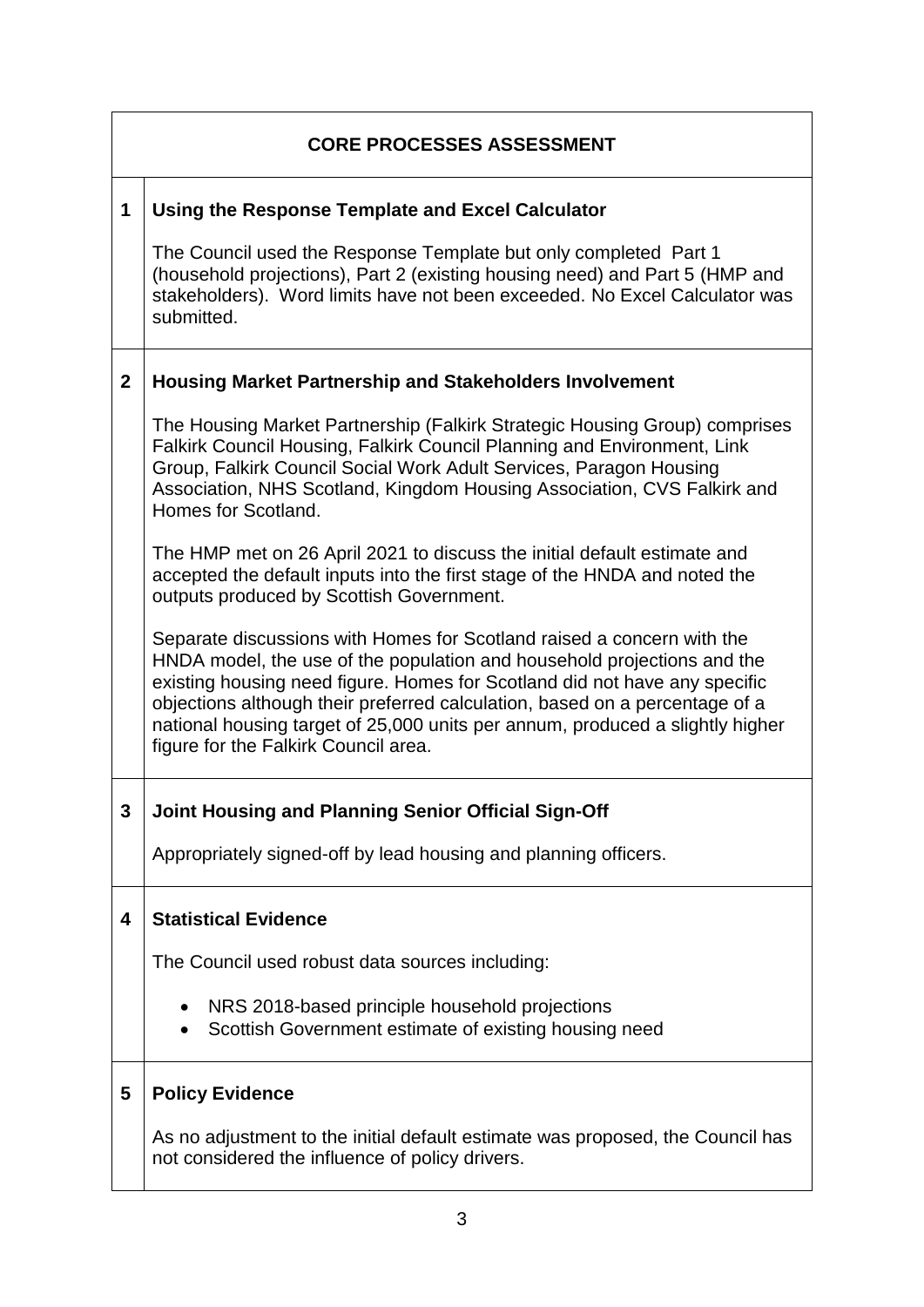| CORE PROCESSES ASSESSMENT | |
|---|---|
| **1** | **Using the Response Template and Excel Calculator**<br><br>The Council used the Response Template but only completed Part 1 (household projections), Part 2 (existing housing need) and Part 5 (HMP and stakeholders). Word limits have not been exceeded. No Excel Calculator was submitted. |
| **2** | **Housing Market Partnership and Stakeholders Involvement**<br><br>The Housing Market Partnership (Falkirk Strategic Housing Group) comprises Falkirk Council Housing, Falkirk Council Planning and Environment, Link Group, Falkirk Council Social Work Adult Services, Paragon Housing Association, NHS Scotland, Kingdom Housing Association, CVS Falkirk and Homes for Scotland.<br><br>The HMP met on 26 April 2021 to discuss the initial default estimate and accepted the default inputs into the first stage of the HNDA and noted the outputs produced by Scottish Government.<br><br>Separate discussions with Homes for Scotland raised a concern with the HNDA model, the use of the population and household projections and the existing housing need figure. Homes for Scotland did not have any specific objections although their preferred calculation, based on a percentage of a national housing target of 25,000 units per annum, produced a slightly higher figure for the Falkirk Council area. |
| **3** | **Joint Housing and Planning Senior Official Sign-Off**<br><br>Appropriately signed-off by lead housing and planning officers. |
| **4** | **Statistical Evidence**<br><br>The Council used robust data sources including:<br><br>• NRS 2018-based principle household projections<br>• Scottish Government estimate of existing housing need |
| **5** | **Policy Evidence**<br><br>As no adjustment to the initial default estimate was proposed, the Council has not considered the influence of policy drivers. |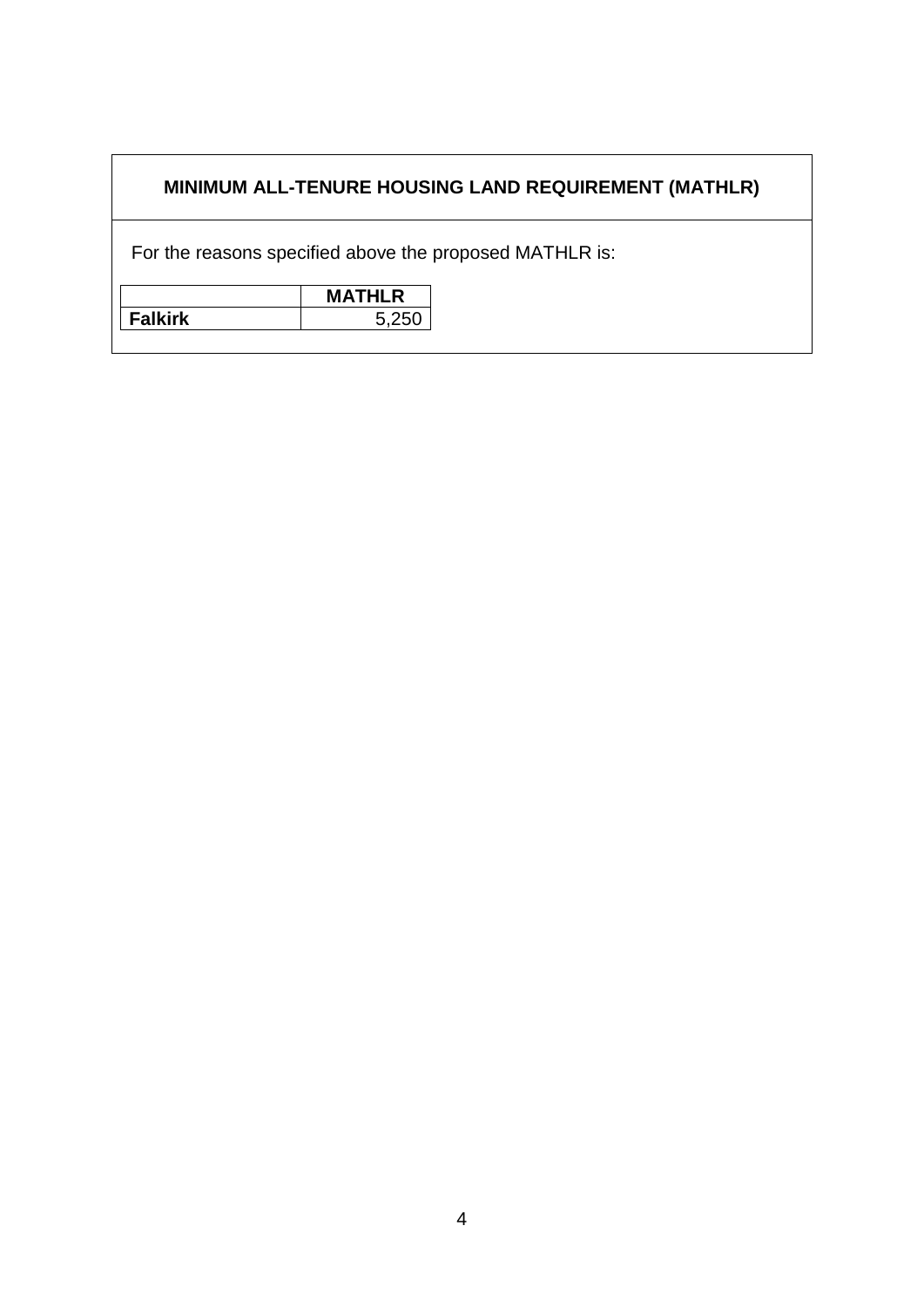## MINIMUM ALL-TENURE HOUSING LAND REQUIREMENT (MATHLR)

For the reasons specified above the proposed MATHLR is:

| | MATHLR |
|---|---|
| **Falkirk** | 5,250 |